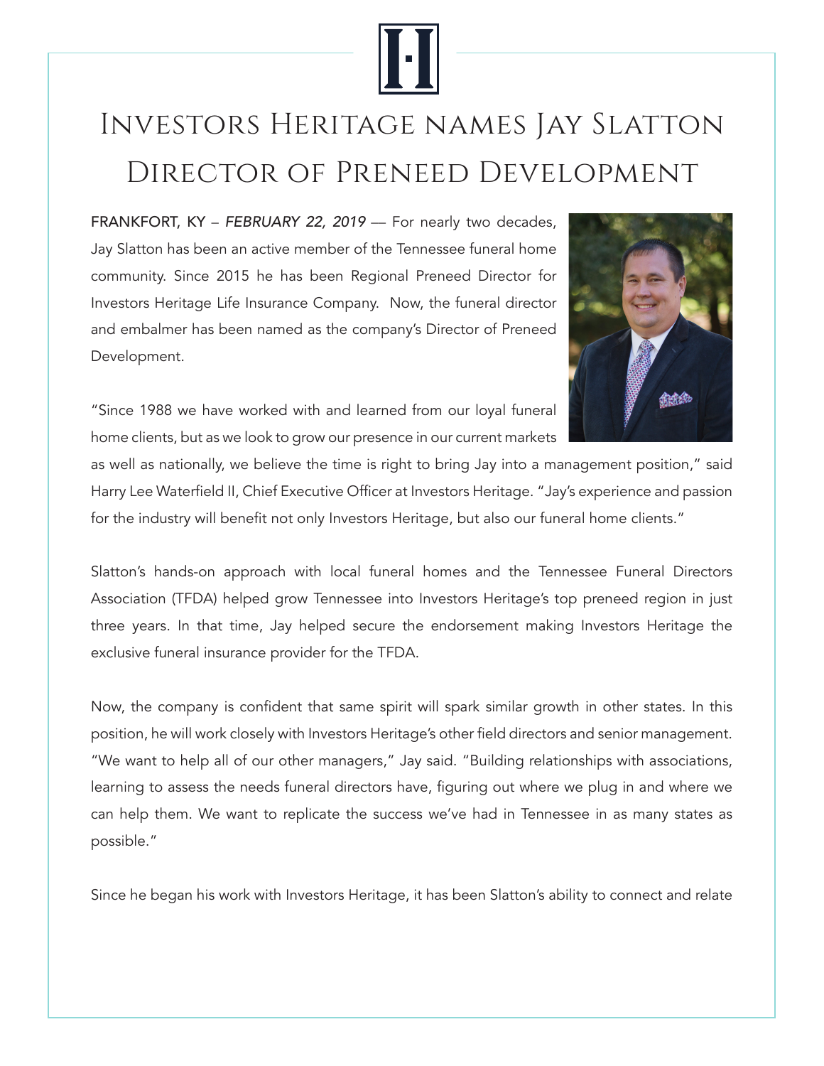# Investors Heritage names Jay Slatton Director of Preneed Development

FRANKFORT, KY – *FEBRUARY 22, 2019* — For nearly two decades, Jay Slatton has been an active member of the Tennessee funeral home community. Since 2015 he has been Regional Preneed Director for Investors Heritage Life Insurance Company. Now, the funeral director and embalmer has been named as the company's Director of Preneed Development.

"Since 1988 we have worked with and learned from our loyal funeral home clients, but as we look to grow our presence in our current markets as well as nationally, we believe the time is right to bring Jay into a management position," said Harry Lee Waterfield II, Chief Executive Officer at Investors Heritage. "Jay's experience and passion for the industry will benefit not only Investors Heritage, but also our funeral home clients."

Slatton's hands-on approach with local funeral homes and the Tennessee Funeral Directors Association (TFDA) helped grow Tennessee into Investors Heritage's top preneed region in just three years. In that time, Jay helped secure the endorsement making Investors Heritage the exclusive funeral insurance provider for the TFDA.

Now, the company is confident that same spirit will spark similar growth in other states. In this position, he will work closely with Investors Heritage's other field directors and senior management. "We want to help all of our other managers," Jay said. "Building relationships with associations, learning to assess the needs funeral directors have, figuring out where we plug in and where we can help them. We want to replicate the success we've had in Tennessee in as many states as possible."

Since he began his work with Investors Heritage, it has been Slatton's ability to connect and relate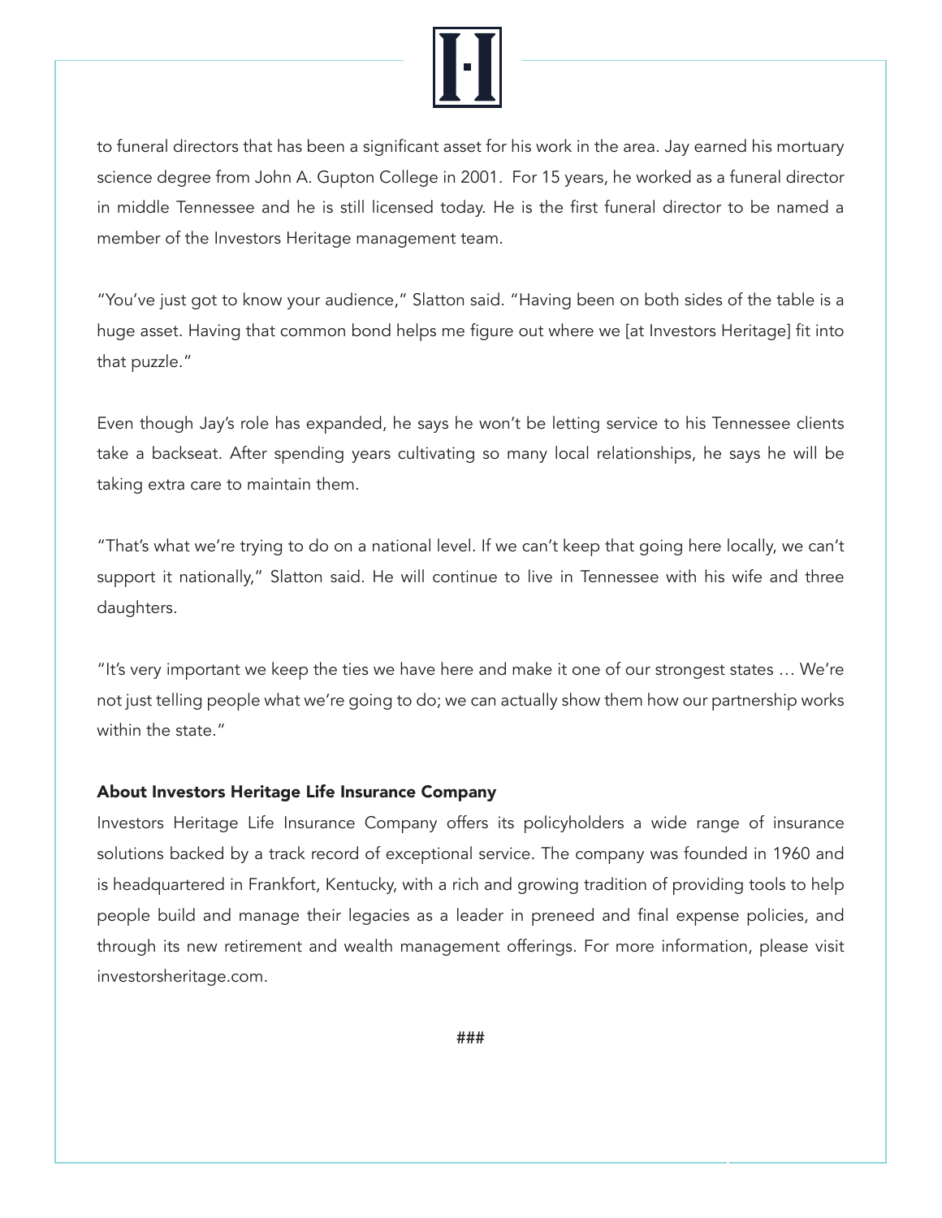to funeral directors that has been a significant asset for his work in the area. Jay earned his mortuary science degree from John A. Gupton College in 2001. For 15 years, he worked as a funeral director in middle Tennessee and he is still licensed today. He is the first funeral director to be named a member of the Investors Heritage management team.

"You've just got to know your audience," Slatton said. "Having been on both sides of the table is a huge asset. Having that common bond helps me figure out where we [at Investors Heritage] fit into that puzzle."

Even though Jay's role has expanded, he says he won't be letting service to his Tennessee clients take a backseat. After spending years cultivating so many local relationships, he says he will be taking extra care to maintain them.

"That's what we're trying to do on a national level. If we can't keep that going here locally, we can't support it nationally," Slatton said. He will continue to live in Tennessee with his wife and three daughters.

"It's very important we keep the ties we have here and make it one of our strongest states … We're not just telling people what we're going to do; we can actually show them how our partnership works within the state."

**About Investors Heritage Life Insurance Company**

Investors Heritage Life Insurance Company offers its policyholders a wide range of insurance solutions backed by a track record of exceptional service. The company was founded in 1960 and is headquartered in Frankfort, Kentucky, with a rich and growing tradition of providing tools to help people build and manage their legacies as a leader in preneed and final expense policies, and through its new retirement and wealth management offerings. For more information, please visit investorsheritage.com.

###